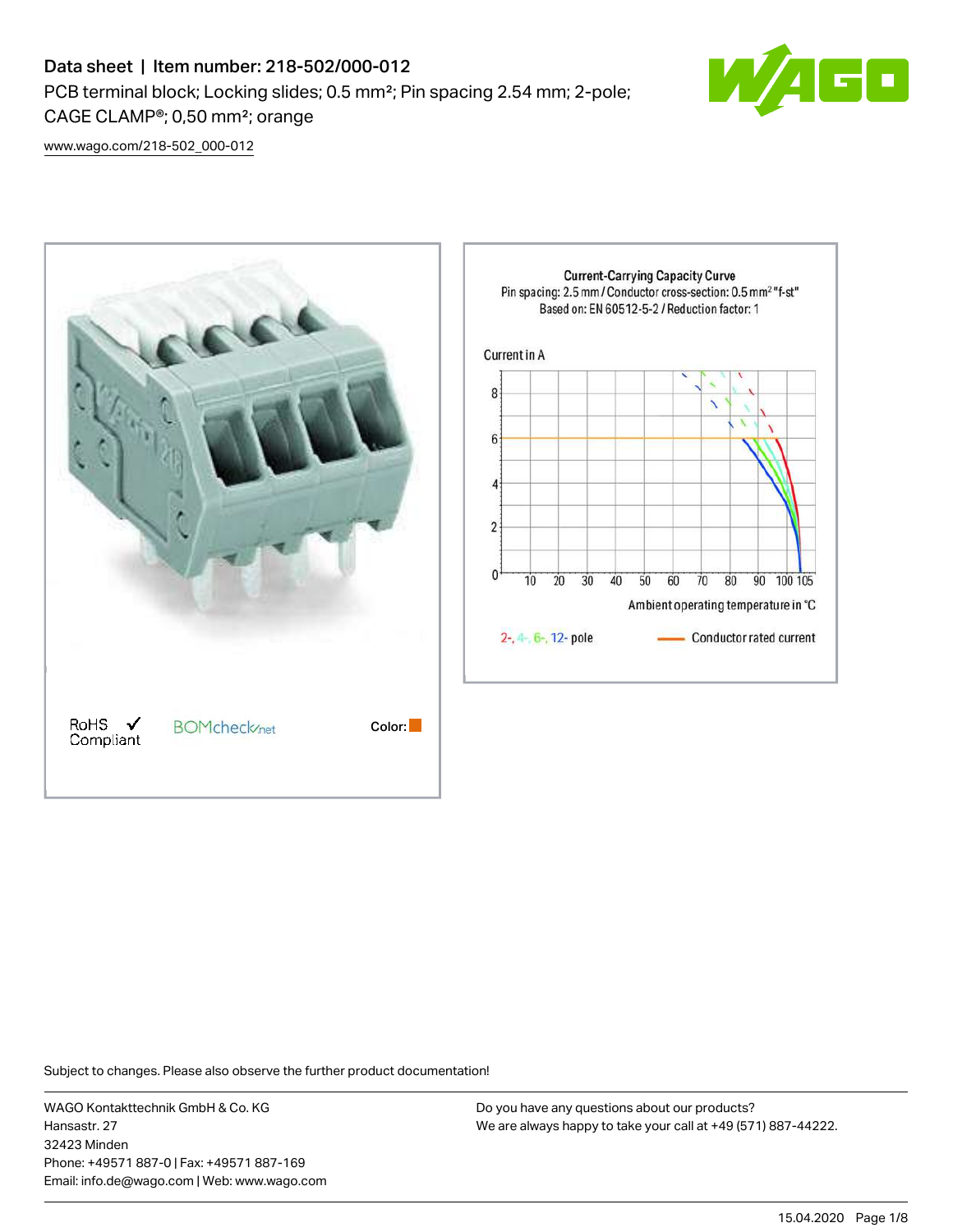# Data sheet | Item number: 218-502/000-012

PCB terminal block; Locking slides; 0.5 mm²; Pin spacing 2.54 mm; 2-pole; CAGE CLAMP®; 0,50 mm²; orange

www.wago.com/218-502_000-012

RoHS ✓ Compliant

BOMcheck.net

Color:

Current-Carrying Capacity Curve
Pin spacing: 2.5 mm / Conductor cross-section: 0.5 mm² "f-st"
Based on: EN 60512-5-2 / Reduction factor: 1

Current in A

Ambient operating temperature in °C

2-, 4-, 6-, 12- pole

Conductor rated current

Subject to changes. Please also observe the further product documentation!

WAGO Kontakttechnik GmbH & Co. KG
Hansastr. 27
32423 Minden
Phone: +49571 887-0 | Fax: +49571 887-169
Email: info.de@wago.com | Web: www.wago.com

Do you have any questions about our products?
We are always happy to take your call at +49 (571) 887-44222.

15.04.2020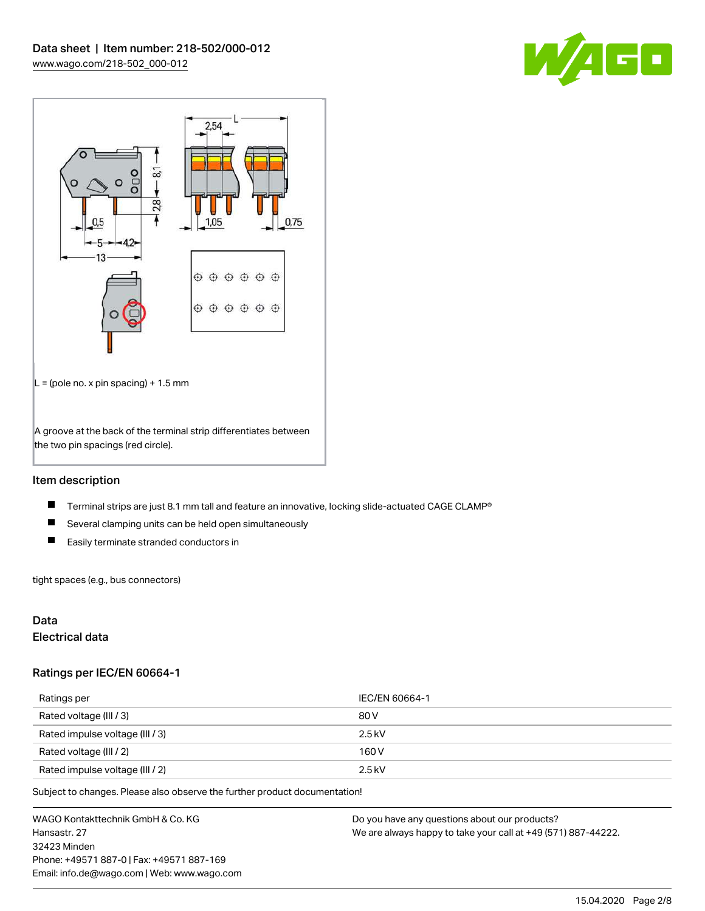L = (pole no. x pin spacing) + 1.5 mm

A groove at the back of the terminal strip differentiates between the two pin spacings (red circle).

## Item description

- Terminal strips are just 8.1 mm tall and feature an innovative, locking slide-actuated CAGE CLAMP®
- Several clamping units can be held open simultaneously
- Easily terminate stranded conductors in

tight spaces (e.g., bus connectors)

## Data

### Electrical data

### Ratings per IEC/EN 60664-1

| Ratings per | IEC/EN 60664-1 |
| --- | --- |
| Rated voltage (III / 3) | 80 V |
| Rated impulse voltage (III / 3) | 2.5 kV |
| Rated voltage (III / 2) | 160 V |
| Rated impulse voltage (III / 2) | 2.5 kV |

Subject to changes. Please also observe the further product documentation!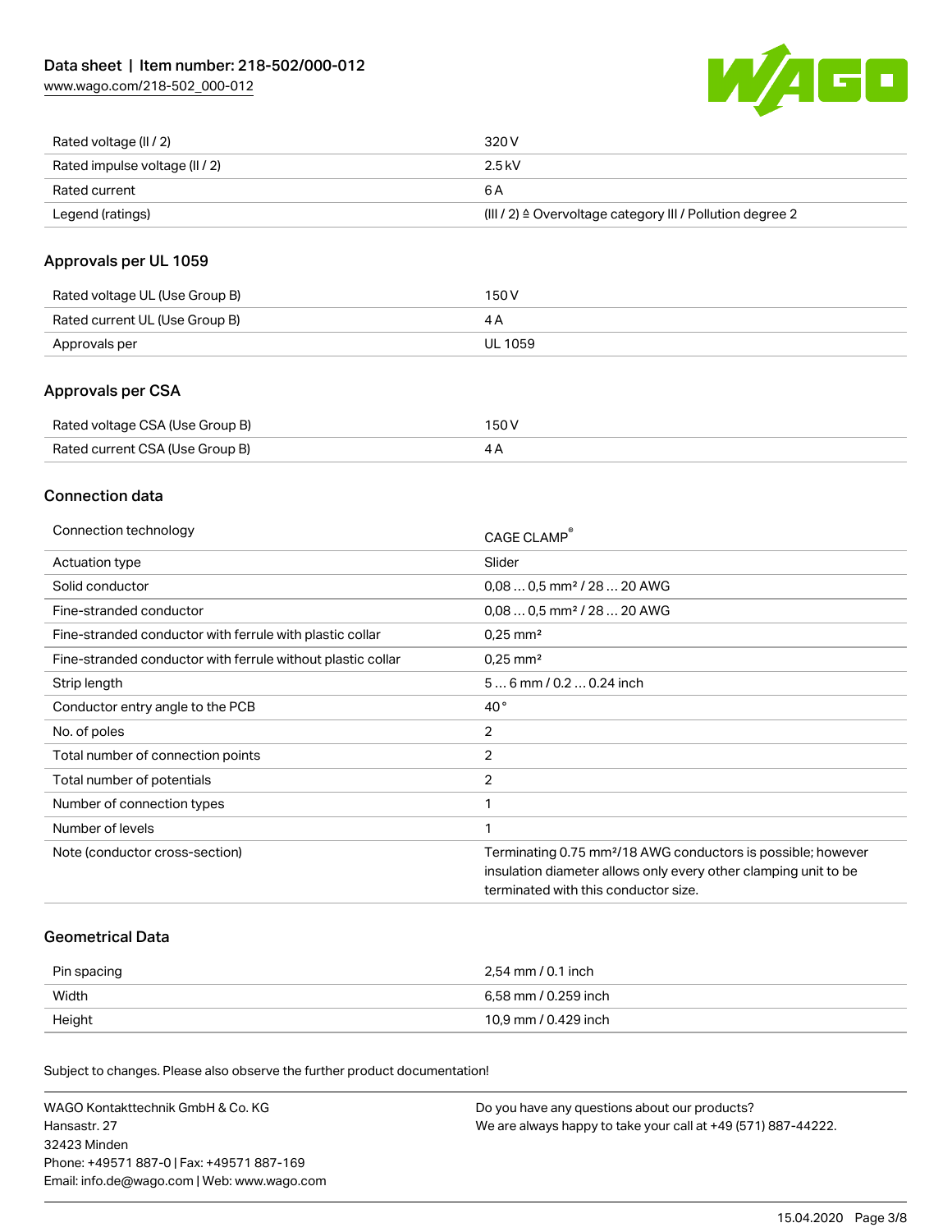| | |
|---|---|
| Rated voltage (II / 2) | 320 V |
| Rated impulse voltage (II / 2) | 2.5 kV |
| Rated current | 6 A |
| Legend (ratings) | (III / 2) ≙ Overvoltage category III / Pollution degree 2 |

## Approvals per UL 1059

| | |
|---|---|
| Rated voltage UL (Use Group B) | 150 V |
| Rated current UL (Use Group B) | 4 A |
| Approvals per | UL 1059 |

## Approvals per CSA

| | |
|---|---|
| Rated voltage CSA (Use Group B) | 150 V |
| Rated current CSA (Use Group B) | 4 A |

## Connection data

| | |
|---|---|
| Connection technology | CAGE CLAMP® |
| Actuation type | Slider |
| Solid conductor | 0,08 … 0,5 mm² / 28 … 20 AWG |
| Fine-stranded conductor | 0,08 … 0,5 mm² / 28 … 20 AWG |
| Fine-stranded conductor with ferrule with plastic collar | 0,25 mm² |
| Fine-stranded conductor with ferrule without plastic collar | 0,25 mm² |
| Strip length | 5 … 6 mm / 0.2 … 0.24 inch |
| Conductor entry angle to the PCB | 40 ° |
| No. of poles | 2 |
| Total number of connection points | 2 |
| Total number of potentials | 2 |
| Number of connection types | 1 |
| Number of levels | 1 |
| Note (conductor cross-section) | Terminating 0.75 mm²/18 AWG conductors is possible; however insulation diameter allows only every other clamping unit to be terminated with this conductor size. |

## Geometrical Data

| | |
|---|---|
| Pin spacing | 2,54 mm / 0.1 inch |
| Width | 6,58 mm / 0.259 inch |
| Height | 10,9 mm / 0.429 inch |

Subject to changes. Please also observe the further product documentation!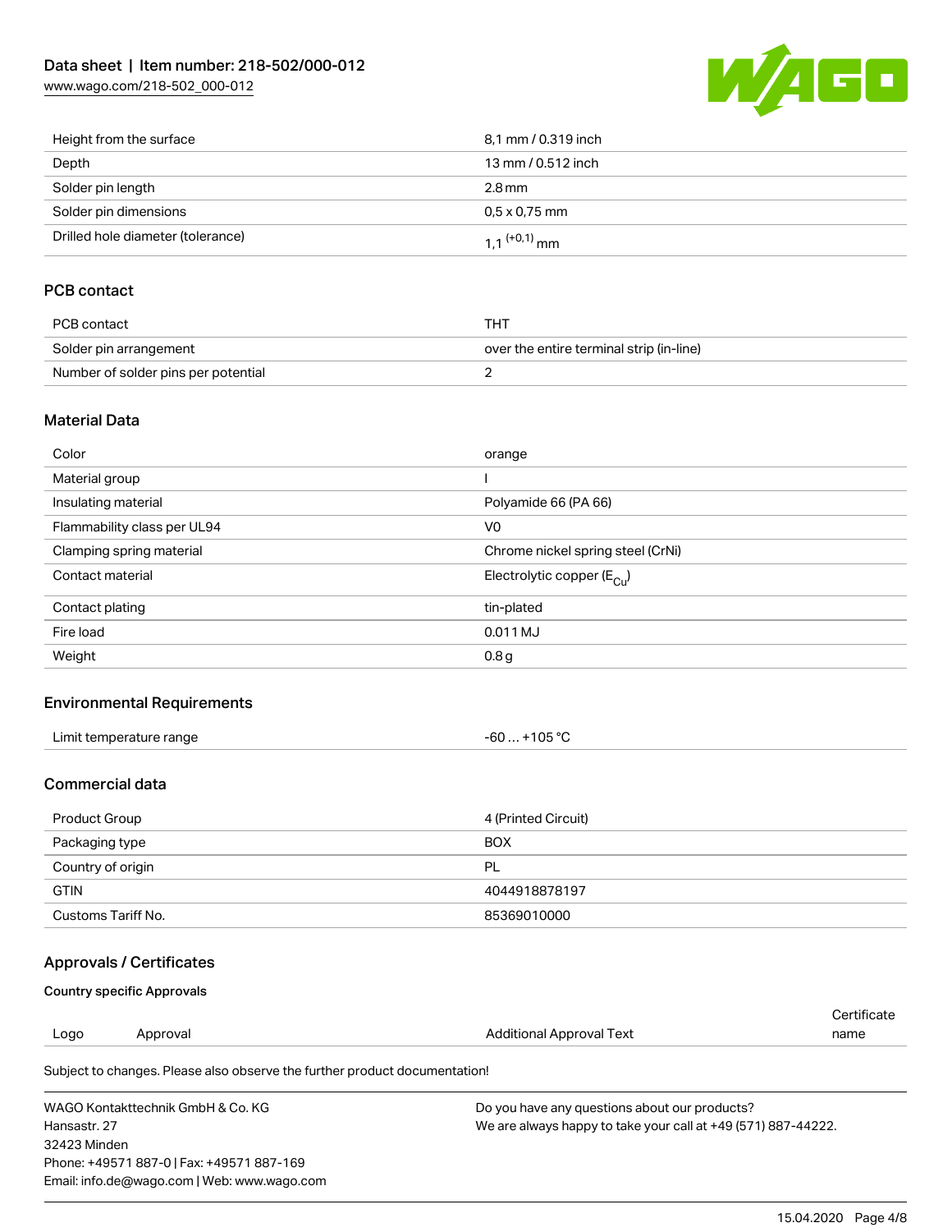| | |
|---|---|
| Height from the surface | 8,1 mm / 0.319 inch |
| Depth | 13 mm / 0.512 inch |
| Solder pin length | 2.8 mm |
| Solder pin dimensions | 0,5 x 0,75 mm |
| Drilled hole diameter (tolerance) | 1,1 $^{(+0,1)}$ mm |

## PCB contact

| | |
|---|---|
| PCB contact | THT |
| Solder pin arrangement | over the entire terminal strip (in-line) |
| Number of solder pins per potential | 2 |

## Material Data

| | |
|---|---|
| Color | orange |
| Material group | I |
| Insulating material | Polyamide 66 (PA 66) |
| Flammability class per UL94 | V0 |
| Clamping spring material | Chrome nickel spring steel (CrNi) |
| Contact material | Electrolytic copper ($E_{Cu}$) |
| Contact plating | tin-plated |
| Fire load | 0.011 MJ |
| Weight | 0.8 g |

## Environmental Requirements

| | |
|---|---|
| Limit temperature range | -60 … +105 °C |

## Commercial data

| | |
|---|---|
| Product Group | 4 (Printed Circuit) |
| Packaging type | BOX |
| Country of origin | PL |
| GTIN | 4044918878197 |
| Customs Tariff No. | 85369010000 |

## Approvals / Certificates

### Country specific Approvals

| Logo | Approval | Additional Approval Text | Certificate name |
|---|---|---|---|

Subject to changes. Please also observe the further product documentation!

WAGO Kontakttechnik GmbH & Co. KG
Hansastr. 27
32423 Minden
Phone: +49571 887-0 | Fax: +49571 887-169
Email: info.de@wago.com | Web: www.wago.com

Do you have any questions about our products?
We are always happy to take your call at +49 (571) 887-44222.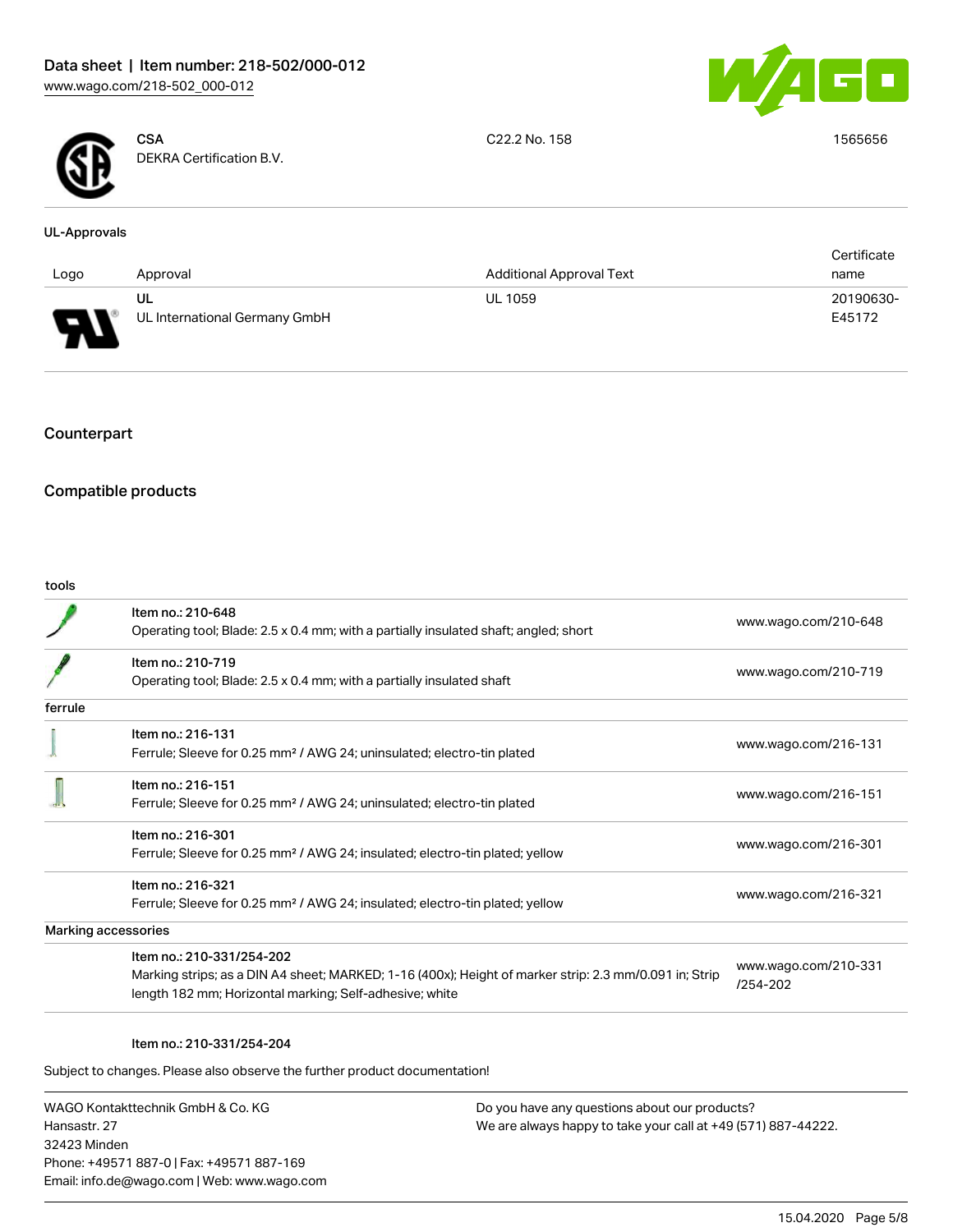| | | | |
|---|---|---|---|
| | **CSA**<br>DEKRA Certification B.V. | C22.2 No. 158 | 1565656 |

## UL-Approvals

| Logo | Approval | Additional Approval Text | Certificate name |
|---|---|---|---|
| | UL<br>UL International Germany GmbH | UL 1059 | 20190630-E45172 |

## Counterpart

## Compatible products

| | | |
|---|---|---|
| **tools** | | |
| | Item no.: 210-648<br>Operating tool; Blade: 2.5 x 0.4 mm; with a partially insulated shaft; angled; short | www.wago.com/210-648 |
| | Item no.: 210-719<br>Operating tool; Blade: 2.5 x 0.4 mm; with a partially insulated shaft | www.wago.com/210-719 |
| **ferrule** | | |
| | Item no.: 216-131<br>Ferrule; Sleeve for 0.25 mm² / AWG 24; uninsulated; electro-tin plated | www.wago.com/216-131 |
| | Item no.: 216-151<br>Ferrule; Sleeve for 0.25 mm² / AWG 24; uninsulated; electro-tin plated | www.wago.com/216-151 |
| | Item no.: 216-301<br>Ferrule; Sleeve for 0.25 mm² / AWG 24; insulated; electro-tin plated; yellow | www.wago.com/216-301 |
| | Item no.: 216-321<br>Ferrule; Sleeve for 0.25 mm² / AWG 24; insulated; electro-tin plated; yellow | www.wago.com/216-321 |
| **Marking accessories** | | |
| | Item no.: 210-331/254-202<br>Marking strips; as a DIN A4 sheet; MARKED; 1-16 (400x); Height of marker strip: 2.3 mm/0.091 in; Strip length 182 mm; Horizontal marking; Self-adhesive; white | www.wago.com/210-331/254-202 |
| | Item no.: 210-331/254-204 | |

Subject to changes. Please also observe the further product documentation!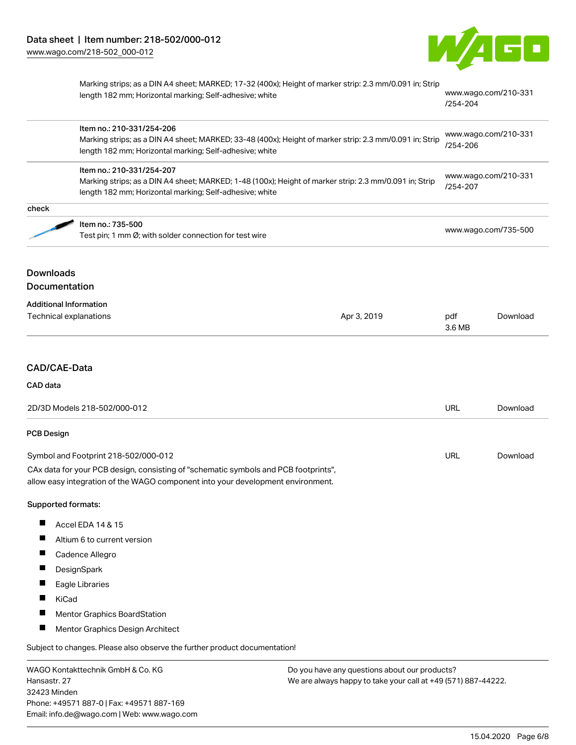| | | |
|---|---|---|
| | Marking strips; as a DIN A4 sheet; MARKED; 17-32 (400x); Height of marker strip: 2.3 mm/0.091 in; Strip length 182 mm; Horizontal marking; Self-adhesive; white | www.wago.com/210-331/254-204 |
| | Item no.: 210-331/254-206<br>Marking strips; as a DIN A4 sheet; MARKED; 33-48 (400x); Height of marker strip: 2.3 mm/0.091 in; Strip length 182 mm; Horizontal marking; Self-adhesive; white | www.wago.com/210-331/254-206 |
| | Item no.: 210-331/254-207<br>Marking strips; as a DIN A4 sheet; MARKED; 1-48 (100x); Height of marker strip: 2.3 mm/0.091 in; Strip length 182 mm; Horizontal marking; Self-adhesive; white | www.wago.com/210-331/254-207 |
| check | | |
| | Item no.: 735-500<br>Test pin; 1 mm Ø; with solder connection for test wire | www.wago.com/735-500 |

## Downloads
## Documentation

### Additional Information

| | | | |
|---|---|---|---|
| Technical explanations | Apr 3, 2019 | pdf 3.6 MB | Download |

## CAD/CAE-Data

### CAD data

| | | |
|---|---|---|
| 2D/3D Models 218-502/000-012 | URL | Download |

### PCB Design

| | | |
|---|---|---|
| Symbol and Footprint 218-502/000-012 | URL | Download |

CAx data for your PCB design, consisting of "schematic symbols and PCB footprints", allow easy integration of the WAGO component into your development environment.

**Supported formats:**

- Accel EDA 14 & 15
- Altium 6 to current version
- Cadence Allegro
- DesignSpark
- Eagle Libraries
- KiCad
- Mentor Graphics BoardStation
- Mentor Graphics Design Architect

Subject to changes. Please also observe the further product documentation!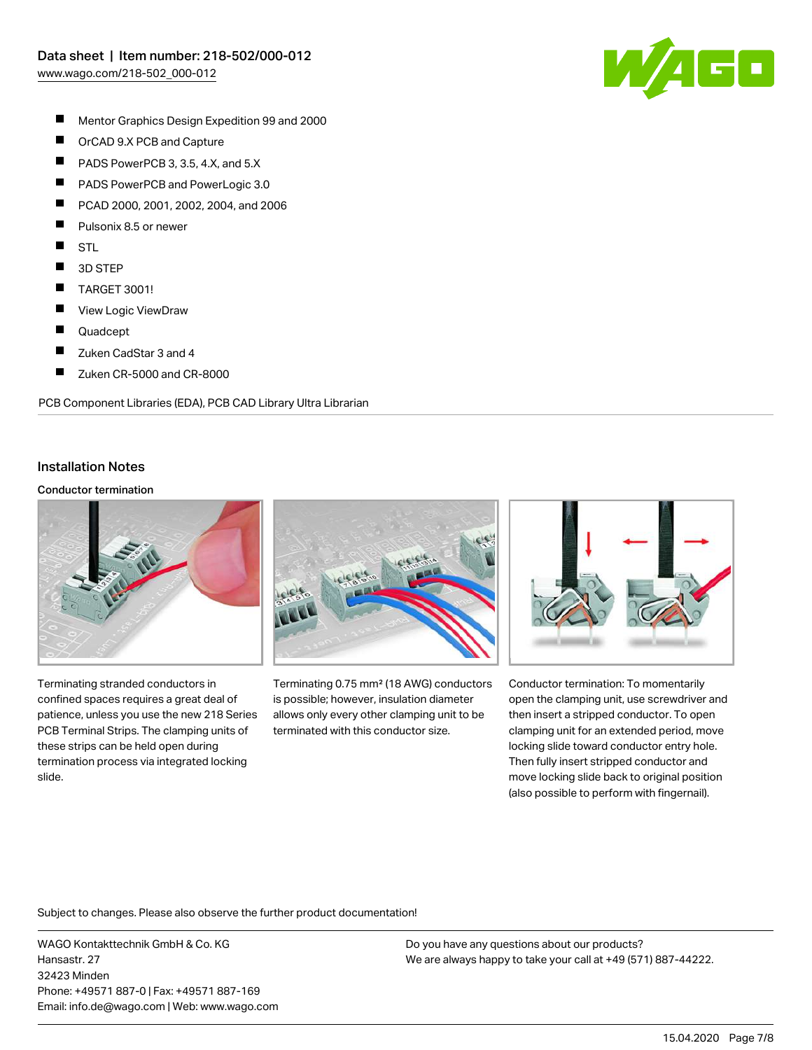- Mentor Graphics Design Expedition 99 and 2000
- OrCAD 9.X PCB and Capture
- PADS PowerPCB 3, 3.5, 4.X, and 5.X
- PADS PowerPCB and PowerLogic 3.0
- PCAD 2000, 2001, 2002, 2004, and 2006
- Pulsonix 8.5 or newer
- STL
- 3D STEP
- TARGET 3001!
- View Logic ViewDraw
- Quadcept
- Zuken CadStar 3 and 4
- Zuken CR-5000 and CR-8000

PCB Component Libraries (EDA), PCB CAD Library Ultra Librarian

## Installation Notes

### Conductor termination

Terminating stranded conductors in confined spaces requires a great deal of patience, unless you use the new 218 Series PCB Terminal Strips. The clamping units of these strips can be held open during termination process via integrated locking slide.

Terminating 0.75 mm² (18 AWG) conductors is possible; however, insulation diameter allows only every other clamping unit to be terminated with this conductor size.

Conductor termination: To momentarily open the clamping unit, use screwdriver and then insert a stripped conductor. To open clamping unit for an extended period, move locking slide toward conductor entry hole. Then fully insert stripped conductor and move locking slide back to original position (also possible to perform with fingernail).

Subject to changes. Please also observe the further product documentation!

WAGO Kontakttechnik GmbH & Co. KG
Hansastr. 27
32423 Minden
Phone: +49571 887-0 | Fax: +49571 887-169
Email: info.de@wago.com | Web: www.wago.com

Do you have any questions about our products?
We are always happy to take your call at +49 (571) 887-44222.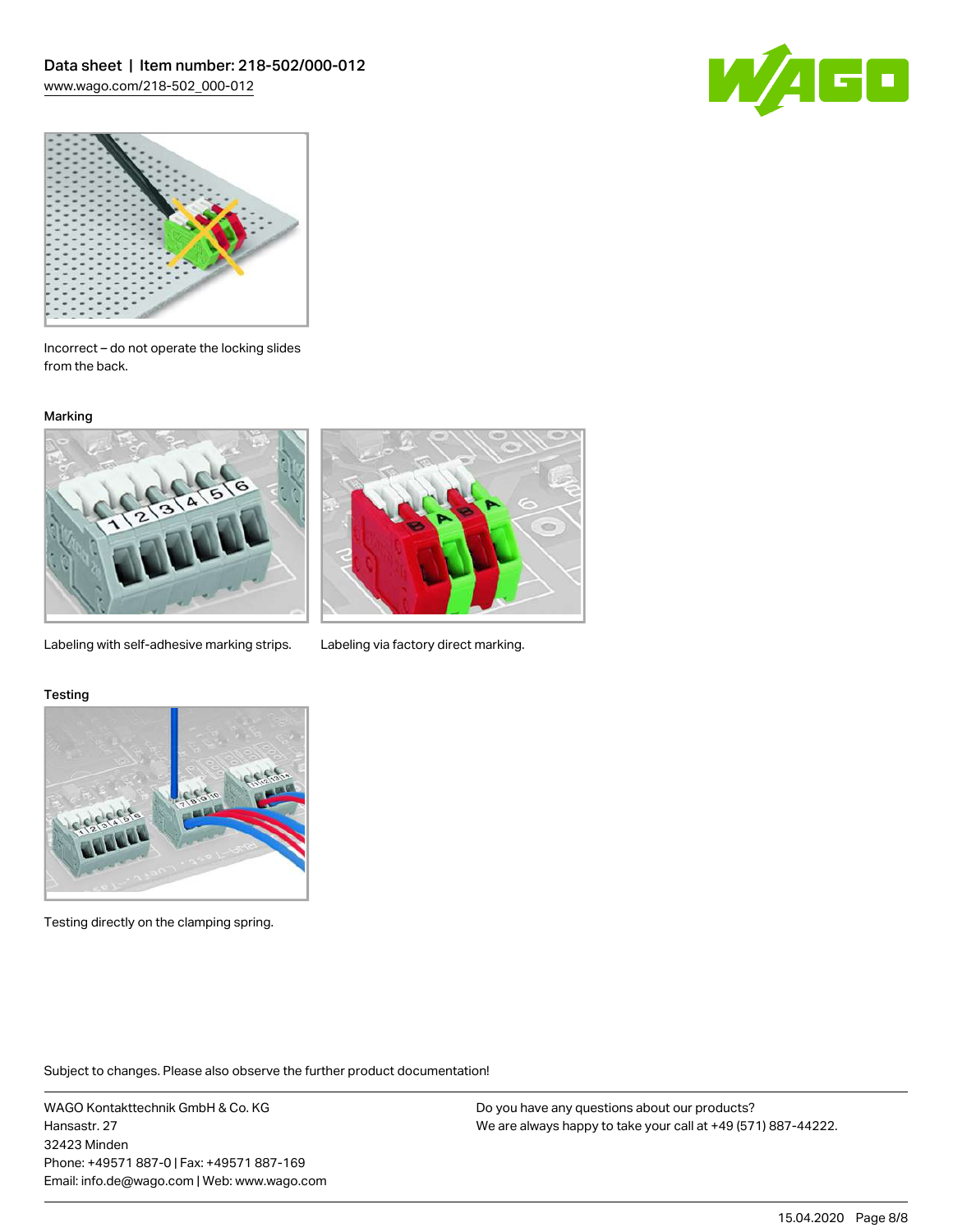Incorrect – do not operate the locking slides from the back.

Marking

Labeling with self-adhesive marking strips.

Labeling via factory direct marking.

Testing

Testing directly on the clamping spring.

Subject to changes. Please also observe the further product documentation!

WAGO Kontakttechnik GmbH & Co. KG
Hansastr. 27
32423 Minden
Phone: +49571 887-0 | Fax: +49571 887-169
Email: info.de@wago.com | Web: www.wago.com

Do you have any questions about our products?
We are always happy to take your call at +49 (571) 887-44222.